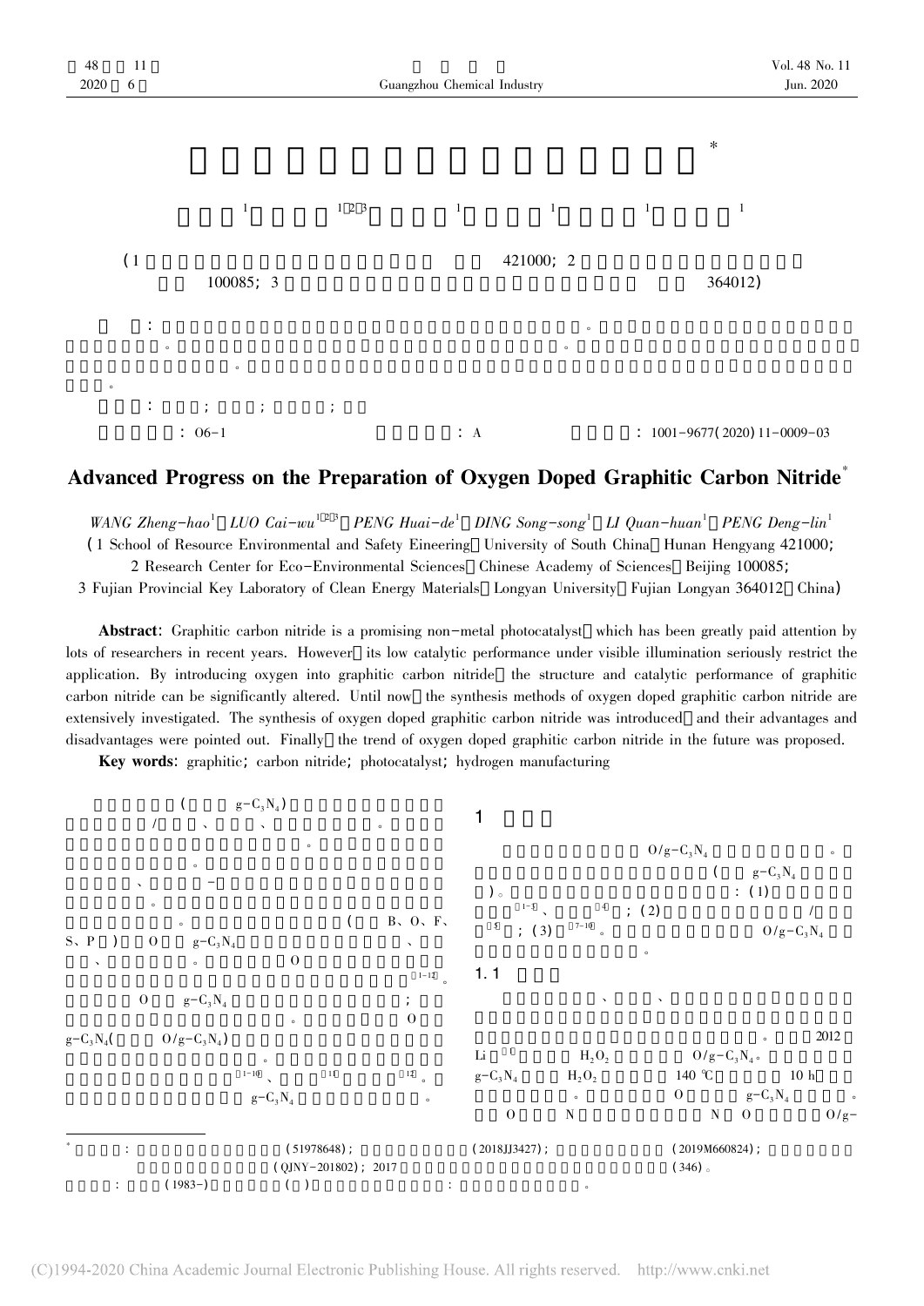: O6-1　　　　: A　　　　: 1001-9677(2020)11-0009-03

# Advanced Progress on the Preparation of Oxygen Doped Graphitic Carbon Nitride*

*WANG Zheng-hao*[1], *LUO Cai-wu*[1,2,3], *PENG Huai-de*[1], *DING Song-song*[1], *LI Quan-huan*[1], *PENG Deng-lin*[1]

(1 School of Resource Environmental and Safety Eineering, University of South China, Hunan Hengyang 421000;
2 Research Center for Eco-Environmental Sciences, Chinese Academy of Sciences, Beijing 100085;
3 Fujian Provincial Key Laboratory of Clean Energy Materials, Longyan University, Fujian Longyan 364012, China)

**Abstract**: Graphitic carbon nitride is a promising non-metal photocatalyst, which has been greatly paid attention by lots of researchers in recent years. However, its low catalytic performance under visible illumination seriously restrict the application. By introducing oxygen into graphitic carbon nitride, the structure and catalytic performance of graphitic carbon nitride can be significantly altered. Until now, the synthesis methods of oxygen doped graphitic carbon nitride are extensively investigated. The synthesis of oxygen doped graphitic carbon nitride was introduced, and their advantages and disadvantages were pointed out. Finally, the trend of oxygen doped graphitic carbon nitride in the future was proposed.

**Key words**: graphitic; carbon nitride; photocatalyst; hydrogen manufacturing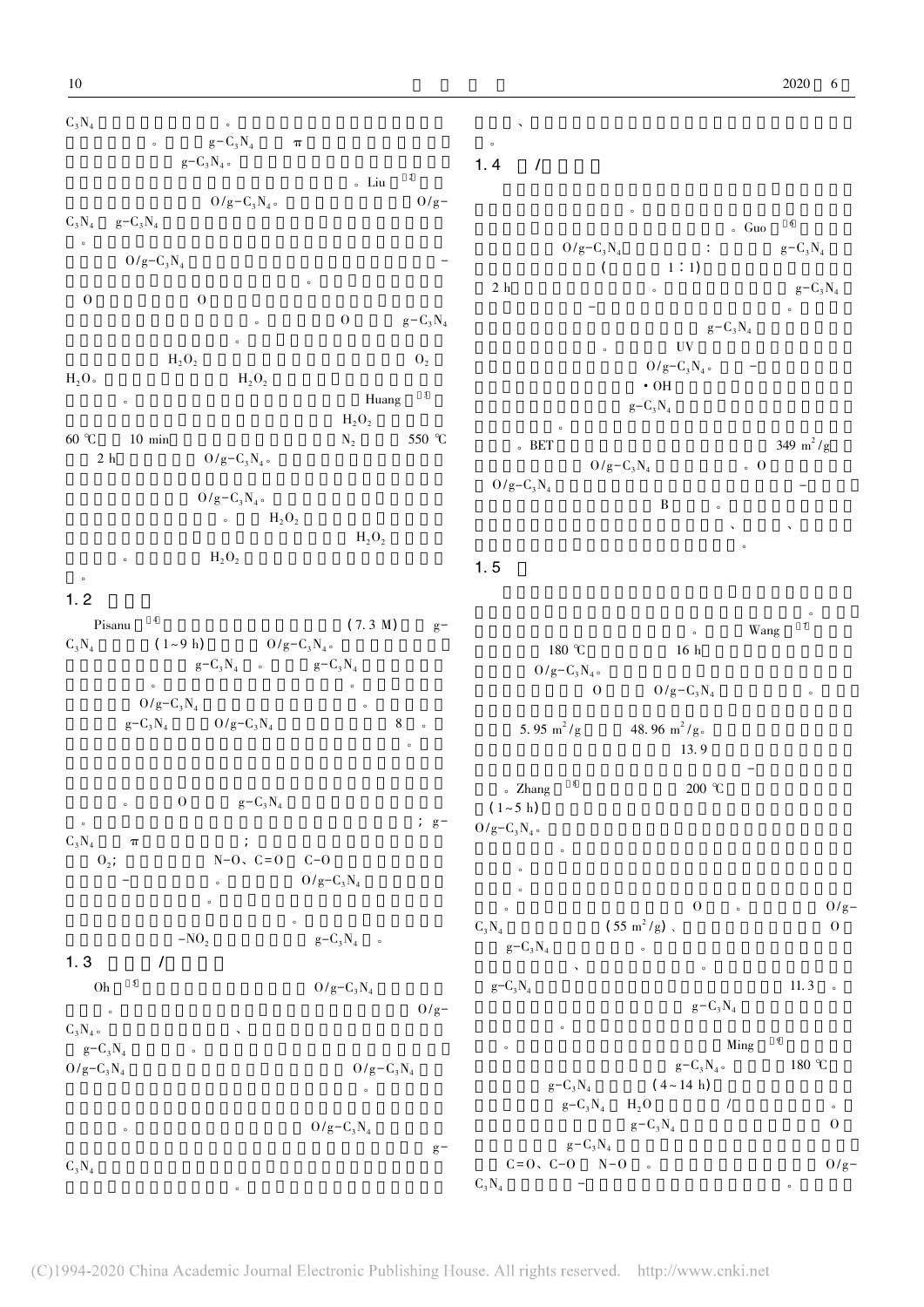$C_3N_4$ 。

。 $g\text{-}C_3N_4$ π

$g\text{-}C_3N_4$。

。Liu [2]

$O/g\text{-}C_3N_4$。 $O/g\text{-}$

$C_3N_4$ $g\text{-}C_3N_4$

。

$O/g\text{-}C_3N_4$ -

。

O O

。 O $g\text{-}C_3N_4$

。

$H_2O_2$ $O_2$

$H_2O$。 $H_2O_2$

。 Huang [3]

$H_2O_2$

60 ℃ 10 min $N_2$ 550 ℃

2 h $O/g\text{-}C_3N_4$。

$O/g\text{-}C_3N_4$。

。 $H_2O_2$

$H_2O_2$

。 $H_2O_2$

。

## 1.2

Pisanu [4] (7.3 M) $g\text{-}$

$C_3N_4$ (1~9 h) $O/g\text{-}C_3N_4$。

$g\text{-}C_3N_4$ 。 $g\text{-}C_3N_4$

。 。

$O/g\text{-}C_3N_4$ 。

$g\text{-}C_3N_4$ $O/g\text{-}C_3N_4$ 8 。

。

。 O $g\text{-}C_3N_4$

。 ; $g\text{-}$

$C_3N_4$ π ;

$O_2$; N-O、C=O C-O

- 。 $O/g\text{-}C_3N_4$

。

。

$-NO_2$ $g\text{-}C_3N_4$ 。

## 1.3 /

Oh [5] $O/g\text{-}C_3N_4$

。 $O/g\text{-}$

$C_3N_4$。 、

$g\text{-}C_3N_4$ 。

$O/g\text{-}C_3N_4$ $O/g\text{-}C_3N_4$

。

。 $O/g\text{-}C_3N_4$

$g\text{-}$

$C_3N_4$

。

、

。

## 1.4 /

。

。Guo [6]

$O/g\text{-}C_3N_4$ : $g\text{-}C_3N_4$

( 1:1)

2 h 。 $g\text{-}C_3N_4$

- 。

$g\text{-}C_3N_4$

。 UV

$O/g\text{-}C_3N_4$。 -

·OH

$g\text{-}C_3N_4$

。

。BET 349 $m^2/g$

$O/g\text{-}C_3N_4$ 。O

$O/g\text{-}C_3N_4$ -

B 。

、 、

。

## 1.5

。

。 Wang [7]

180 ℃ 16 h

$O/g\text{-}C_3N_4$。

O $O/g\text{-}C_3N_4$ 。

5.95 $m^2/g$ 48.96 $m^2/g$。

13.9

-

。Zhang [8] 200 ℃

(1~5 h)

$O/g\text{-}C_3N_4$。

。

。

。

。 O 。 $O/g\text{-}$

$C_3N_4$ (55 $m^2/g$)、 O

$g\text{-}C_3N_4$ 。

、 。

$g\text{-}C_3N_4$ 11.3 。

$g\text{-}C_3N_4$

。

。 Ming [9]

$g\text{-}C_3N_4$。 180 ℃

$g\text{-}C_3N_4$ (4~14 h)

$g\text{-}C_3N_4$ $H_2O$ /

$g\text{-}C_3N_4$ O

$g\text{-}C_3N_4$

C=O、C-O N-O 。 $O/g\text{-}$

$C_3N_4$ - 。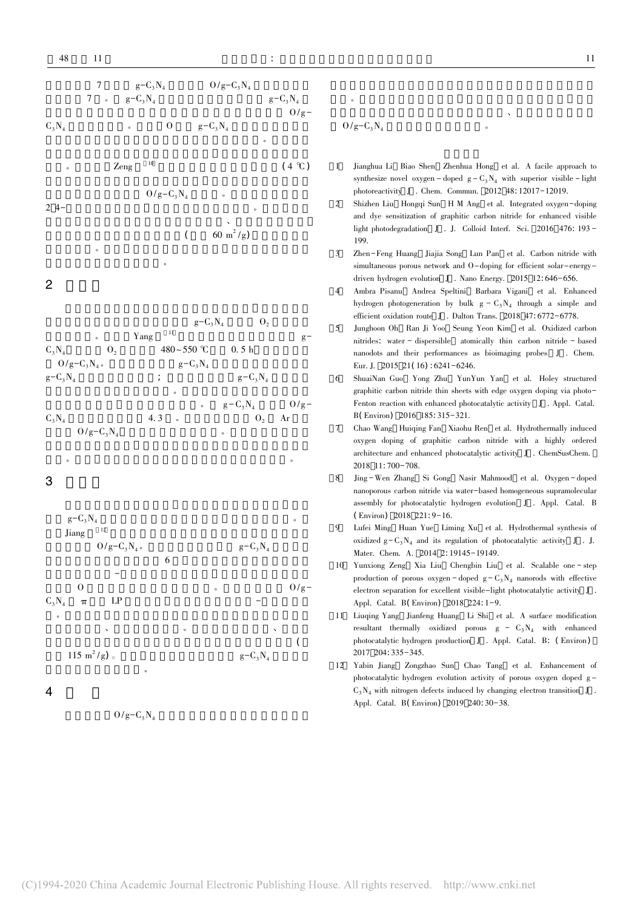7 $g-C_3N_4$ $O/g-C_3N_4$

7 。 $g-C_3N_4$ $g-C_3N_4$

$O/g-C_3N_4$ 。 O $g-C_3N_4$

。

。 Zeng [10] (4 ℃)

$O/g-C_3N_4$ 。

2 4-

。

、

( 60 $m^2/g$)

。

。

## 2

$g-C_3N_4$ $O_2$

。 Yang [11] $g-C_3N_4$ $O_2$ 480~550 ℃ 0.5 h

$O/g-C_3N_4$。 $g-C_3N_4$

$g-C_3N_4$ ; $g-C_3N_4$

。

。 $g-C_3N_4$ $O/g-C_3N_4$ 4.3 。 $O_2$ Ar

$O/g-C_3N_4$ 。

。 。

## 3

$g-C_3N_4$ 。

Jiang [12]

$O/g-C_3N_4$。 $g-C_3N_4$

6

-

O 。 $O/g-C_3N_4$ π LP -

。

、 。 、

(115 $m^2/g$)。 $g-C_3N_4$

。

## 4

$O/g-C_3N_4$

。

、

$O/g-C_3N_4$ 。

[1] Jianghua Li, Biao Shen, Zhenhua Hong, et al. A facile approach to synthesize novel oxygen-doped $g-C_3N_4$ with superior visible-light photoreactivity[J]. Chem. Commun., 2012, 48: 12017-12019.

[2] Shizhen Liu, Hongqi Sun, H M Ang, et al. Integrated oxygen-doping and dye sensitization of graphitic carbon nitride for enhanced visible light photodegradation[J]. J. Colloid Interf. Sci., 2016, 476: 193-199.

[3] Zhen-Feng Huang, Jiajia Song, Lun Pan, et al. Carbon nitride with simultaneous porous network and O-doping for efficient solar-energy-driven hydrogen evolution[J]. Nano Energy, 2015, 12: 646-656.

[4] Ambra Pisanu, Andrea Speltini, Barbara Vigani, et al. Enhanced hydrogen photogeneration by bulk $g-C_3N_4$ through a simple and efficient oxidation route[J]. Dalton Trans., 2018, 47: 6772-6778.

[5] Junghoon Oh, Ran Ji Yoo, Seung Yeon Kim, et al. Oxidized carbon nitrides: water-dispersible, atomically thin carbon nitride-based nanodots and their performances as bioimaging probes[J]. Chem. Eur. J., 2015, 21(16): 6241-6246.

[6] ShuaiNan Guo, Yong Zhu, YunYun Yan, et al. Holey structured graphitic carbon nitride thin sheets with edge oxygen doping via photo-Fenton reaction with enhanced photocatalytic activity[J]. Appl. Catal. B(Environ), 2016, 185: 315-321.

[7] Chao Wang, Huiqing Fan, Xiaohu Ren, et al. Hydrothermally induced oxygen doping of graphitic carbon nitride with a highly ordered architecture and enhanced photocatalytic activity[J]. ChemSusChem, 2018, 11: 700-708.

[8] Jing-Wen Zhang, Si Gong, Nasir Mahmood, et al. Oxygen-doped nanoporous carbon nitride via water-based homogeneous supramolecular assembly for photocatalytic hydrogen evolution[J]. Appl. Catal. B (Environ), 2018, 221: 9-16.

[9] Lufei Ming, Huan Yue, Liming Xu, et al. Hydrothermal synthesis of oxidized $g-C_3N_4$ and its regulation of photocatalytic activity[J]. J. Mater. Chem. A, 2014, 2: 19145-19149.

[10] Yunxiong Zeng, Xia Liu, Chengbin Liu, et al. Scalable one-step production of porous oxygen-doped $g-C_3N_4$ nanorods with effective electron separation for excellent visible-light photocatalytic activity[J]. Appl. Catal. B(Environ), 2018, 224: 1-9.

[11] Liuqing Yang, Jianfeng Huang, Li Shi, et al. A surface modification resultant thermally oxidized porous $g-C_3N_4$ with enhanced photocatalytic hydrogen production[J]. Appl. Catal. B: (Environ), 2017, 204: 335-345.

[12] Yabin Jiang, Zongzhao Sun, Chao Tang, et al. Enhancement of photocatalytic hydrogen evolution activity of porous oxygen doped $g-C_3N_4$ with nitrogen defects induced by changing electron transition[J]. Appl. Catal. B(Environ), 2019, 240: 30-38.